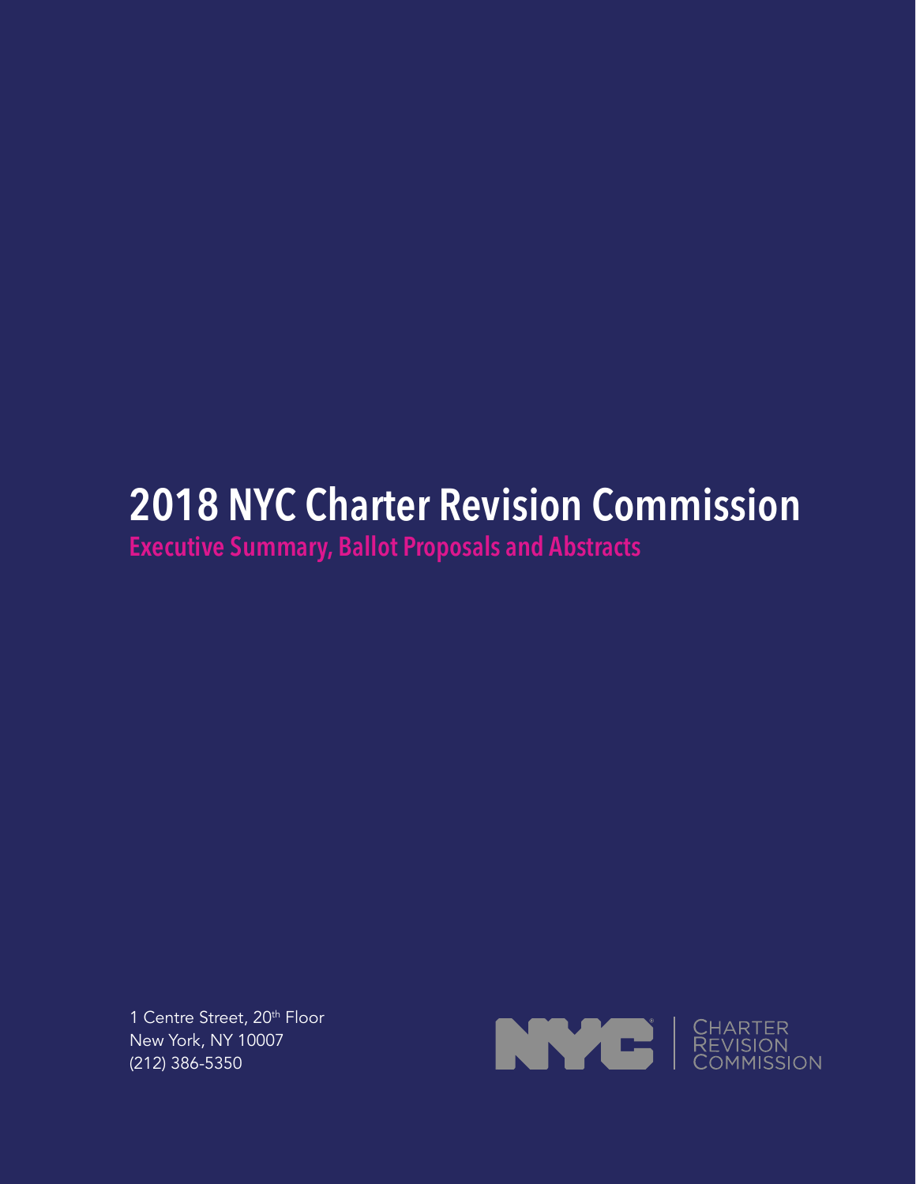# 2018 NYC Charter Revision Commission

## Executive Summary, Ballot Proposals and Abstracts

1 Centre Street, 20th Floor
New York, NY 10007
(212) 386-5350

NYC | CHARTER REVISION COMMISSION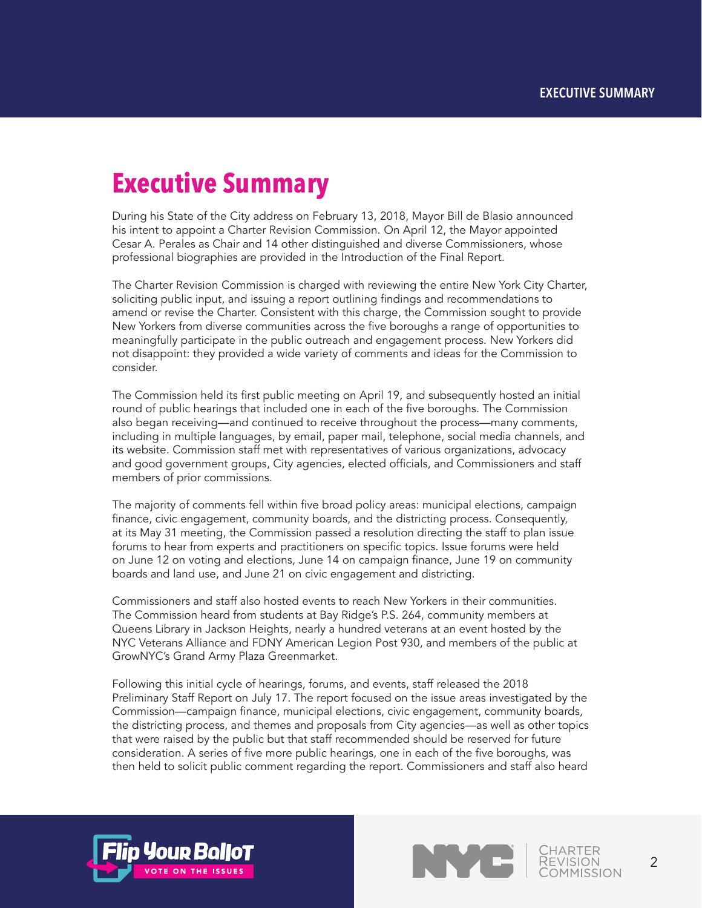# Executive Summary

During his State of the City address on February 13, 2018, Mayor Bill de Blasio announced his intent to appoint a Charter Revision Commission. On April 12, the Mayor appointed Cesar A. Perales as Chair and 14 other distinguished and diverse Commissioners, whose professional biographies are provided in the Introduction of the Final Report.

The Charter Revision Commission is charged with reviewing the entire New York City Charter, soliciting public input, and issuing a report outlining findings and recommendations to amend or revise the Charter. Consistent with this charge, the Commission sought to provide New Yorkers from diverse communities across the five boroughs a range of opportunities to meaningfully participate in the public outreach and engagement process. New Yorkers did not disappoint: they provided a wide variety of comments and ideas for the Commission to consider.

The Commission held its first public meeting on April 19, and subsequently hosted an initial round of public hearings that included one in each of the five boroughs. The Commission also began receiving—and continued to receive throughout the process—many comments, including in multiple languages, by email, paper mail, telephone, social media channels, and its website. Commission staff met with representatives of various organizations, advocacy and good government groups, City agencies, elected officials, and Commissioners and staff members of prior commissions.

The majority of comments fell within five broad policy areas: municipal elections, campaign finance, civic engagement, community boards, and the districting process. Consequently, at its May 31 meeting, the Commission passed a resolution directing the staff to plan issue forums to hear from experts and practitioners on specific topics. Issue forums were held on June 12 on voting and elections, June 14 on campaign finance, June 19 on community boards and land use, and June 21 on civic engagement and districting.

Commissioners and staff also hosted events to reach New Yorkers in their communities. The Commission heard from students at Bay Ridge's P.S. 264, community members at Queens Library in Jackson Heights, nearly a hundred veterans at an event hosted by the NYC Veterans Alliance and FDNY American Legion Post 930, and members of the public at GrowNYC's Grand Army Plaza Greenmarket.

Following this initial cycle of hearings, forums, and events, staff released the 2018 Preliminary Staff Report on July 17. The report focused on the issue areas investigated by the Commission—campaign finance, municipal elections, civic engagement, community boards, the districting process, and themes and proposals from City agencies—as well as other topics that were raised by the public but that staff recommended should be reserved for future consideration. A series of five more public hearings, one in each of the five boroughs, was then held to solicit public comment regarding the report. Commissioners and staff also heard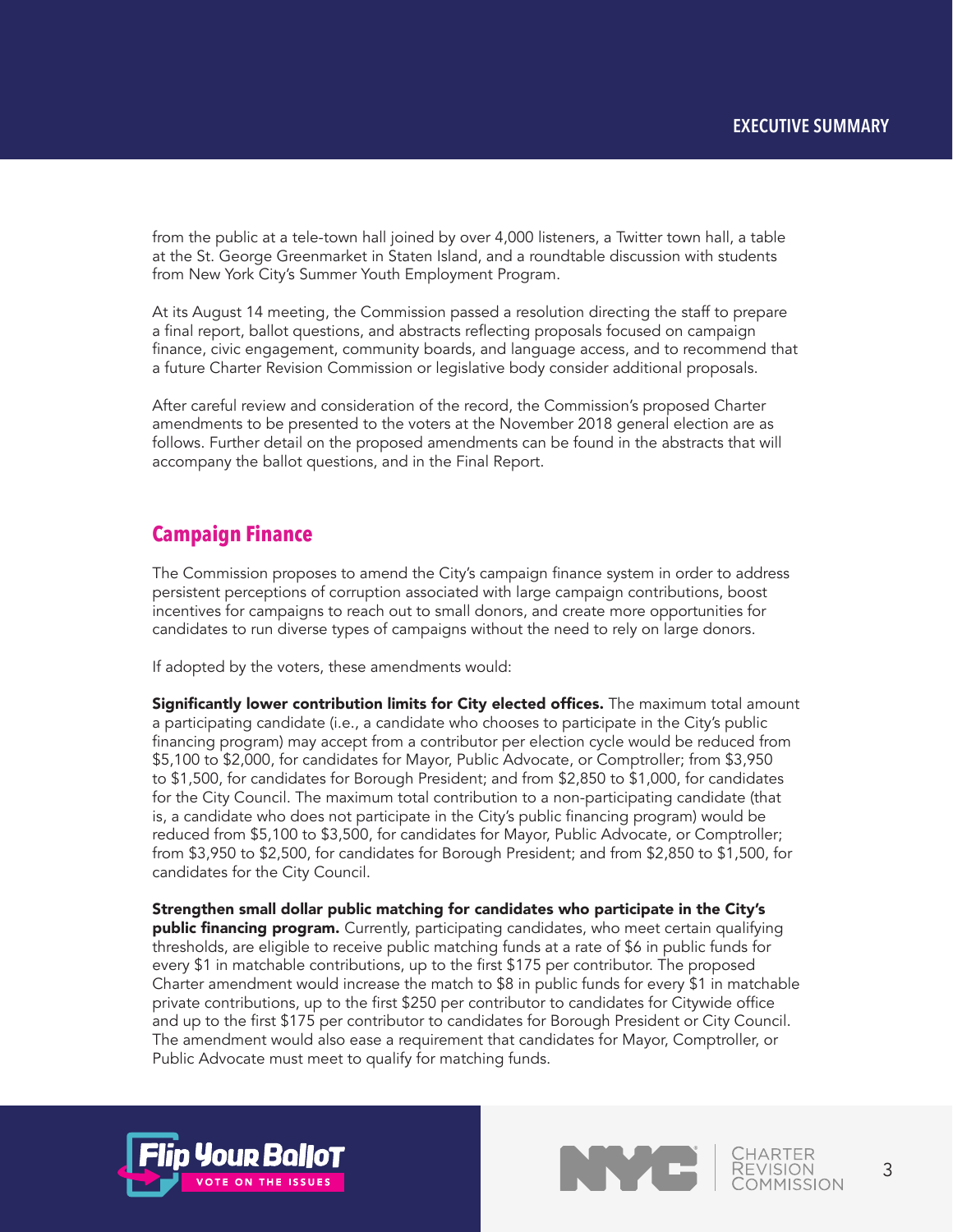from the public at a tele-town hall joined by over 4,000 listeners, a Twitter town hall, a table at the St. George Greenmarket in Staten Island, and a roundtable discussion with students from New York City's Summer Youth Employment Program.

At its August 14 meeting, the Commission passed a resolution directing the staff to prepare a final report, ballot questions, and abstracts reflecting proposals focused on campaign finance, civic engagement, community boards, and language access, and to recommend that a future Charter Revision Commission or legislative body consider additional proposals.

After careful review and consideration of the record, the Commission's proposed Charter amendments to be presented to the voters at the November 2018 general election are as follows. Further detail on the proposed amendments can be found in the abstracts that will accompany the ballot questions, and in the Final Report.

## Campaign Finance

The Commission proposes to amend the City's campaign finance system in order to address persistent perceptions of corruption associated with large campaign contributions, boost incentives for campaigns to reach out to small donors, and create more opportunities for candidates to run diverse types of campaigns without the need to rely on large donors.

If adopted by the voters, these amendments would:

**Significantly lower contribution limits for City elected offices.** The maximum total amount a participating candidate (i.e., a candidate who chooses to participate in the City's public financing program) may accept from a contributor per election cycle would be reduced from $5,100 to $2,000, for candidates for Mayor, Public Advocate, or Comptroller; from $3,950 to $1,500, for candidates for Borough President; and from $2,850 to $1,000, for candidates for the City Council. The maximum total contribution to a non-participating candidate (that is, a candidate who does not participate in the City's public financing program) would be reduced from $5,100 to $3,500, for candidates for Mayor, Public Advocate, or Comptroller; from $3,950 to $2,500, for candidates for Borough President; and from $2,850 to $1,500, for candidates for the City Council.

**Strengthen small dollar public matching for candidates who participate in the City's public financing program.** Currently, participating candidates, who meet certain qualifying thresholds, are eligible to receive public matching funds at a rate of $6 in public funds for every $1 in matchable contributions, up to the first $175 per contributor. The proposed Charter amendment would increase the match to $8 in public funds for every $1 in matchable private contributions, up to the first $250 per contributor to candidates for Citywide office and up to the first $175 per contributor to candidates for Borough President or City Council. The amendment would also ease a requirement that candidates for Mayor, Comptroller, or Public Advocate must meet to qualify for matching funds.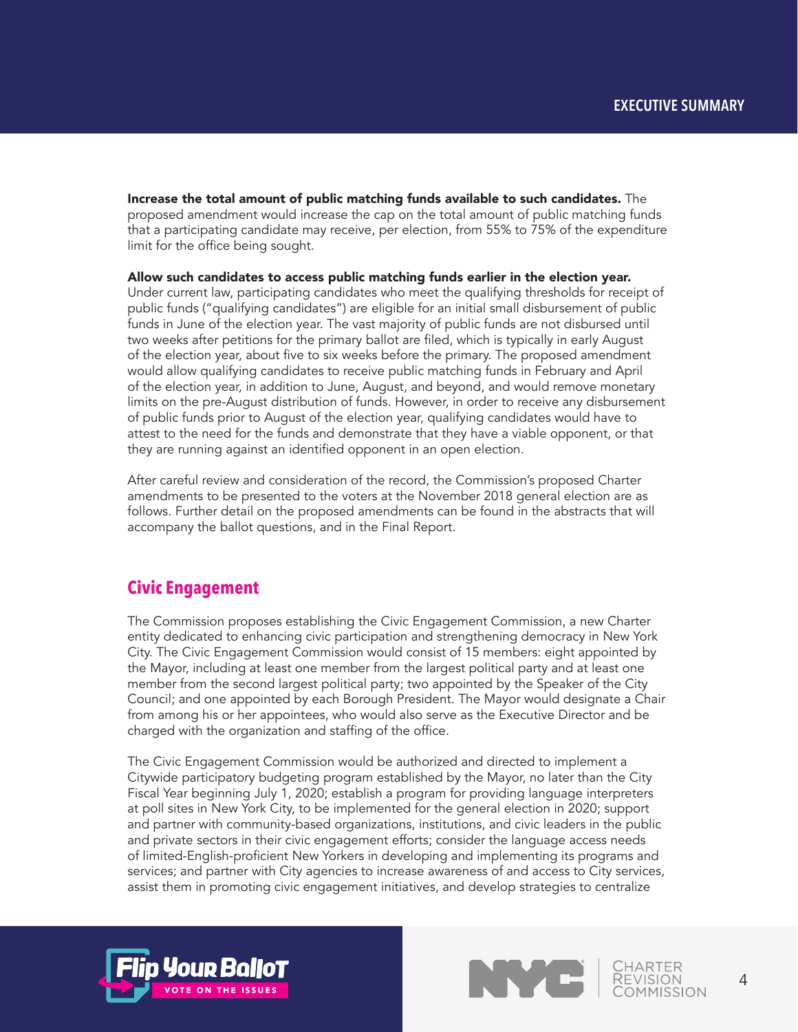**Increase the total amount of public matching funds available to such candidates.** The proposed amendment would increase the cap on the total amount of public matching funds that a participating candidate may receive, per election, from 55% to 75% of the expenditure limit for the office being sought.

**Allow such candidates to access public matching funds earlier in the election year.** Under current law, participating candidates who meet the qualifying thresholds for receipt of public funds ("qualifying candidates") are eligible for an initial small disbursement of public funds in June of the election year. The vast majority of public funds are not disbursed until two weeks after petitions for the primary ballot are filed, which is typically in early August of the election year, about five to six weeks before the primary. The proposed amendment would allow qualifying candidates to receive public matching funds in February and April of the election year, in addition to June, August, and beyond, and would remove monetary limits on the pre-August distribution of funds. However, in order to receive any disbursement of public funds prior to August of the election year, qualifying candidates would have to attest to the need for the funds and demonstrate that they have a viable opponent, or that they are running against an identified opponent in an open election.

After careful review and consideration of the record, the Commission's proposed Charter amendments to be presented to the voters at the November 2018 general election are as follows. Further detail on the proposed amendments can be found in the abstracts that will accompany the ballot questions, and in the Final Report.

## Civic Engagement

The Commission proposes establishing the Civic Engagement Commission, a new Charter entity dedicated to enhancing civic participation and strengthening democracy in New York City. The Civic Engagement Commission would consist of 15 members: eight appointed by the Mayor, including at least one member from the largest political party and at least one member from the second largest political party; two appointed by the Speaker of the City Council; and one appointed by each Borough President. The Mayor would designate a Chair from among his or her appointees, who would also serve as the Executive Director and be charged with the organization and staffing of the office.

The Civic Engagement Commission would be authorized and directed to implement a Citywide participatory budgeting program established by the Mayor, no later than the City Fiscal Year beginning July 1, 2020; establish a program for providing language interpreters at poll sites in New York City, to be implemented for the general election in 2020; support and partner with community-based organizations, institutions, and civic leaders in the public and private sectors in their civic engagement efforts; consider the language access needs of limited-English-proficient New Yorkers in developing and implementing its programs and services; and partner with City agencies to increase awareness of and access to City services, assist them in promoting civic engagement initiatives, and develop strategies to centralize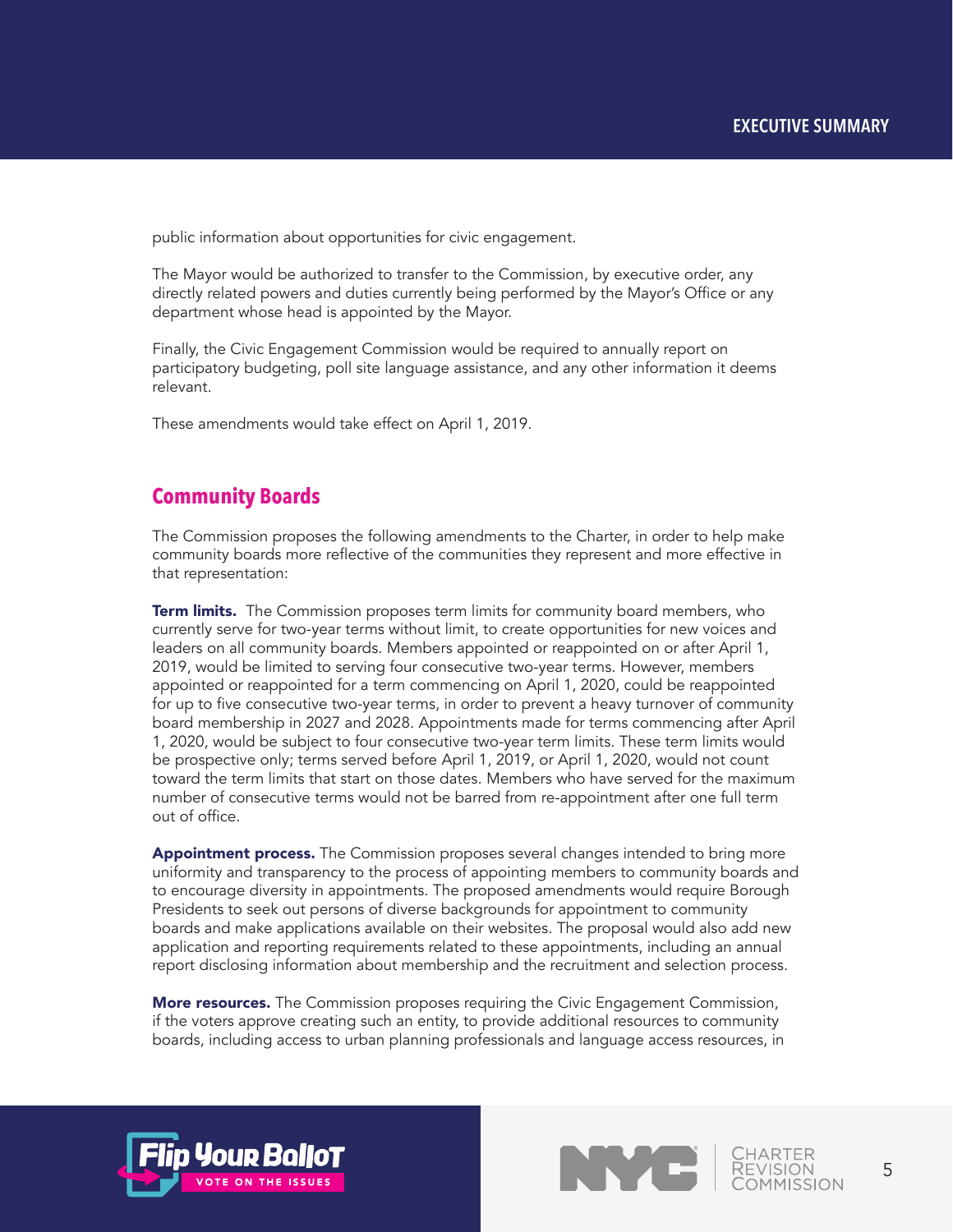public information about opportunities for civic engagement.

The Mayor would be authorized to transfer to the Commission, by executive order, any directly related powers and duties currently being performed by the Mayor's Office or any department whose head is appointed by the Mayor.

Finally, the Civic Engagement Commission would be required to annually report on participatory budgeting, poll site language assistance, and any other information it deems relevant.

These amendments would take effect on April 1, 2019.

## Community Boards

The Commission proposes the following amendments to the Charter, in order to help make community boards more reflective of the communities they represent and more effective in that representation:

**Term limits.** The Commission proposes term limits for community board members, who currently serve for two-year terms without limit, to create opportunities for new voices and leaders on all community boards. Members appointed or reappointed on or after April 1, 2019, would be limited to serving four consecutive two-year terms. However, members appointed or reappointed for a term commencing on April 1, 2020, could be reappointed for up to five consecutive two-year terms, in order to prevent a heavy turnover of community board membership in 2027 and 2028. Appointments made for terms commencing after April 1, 2020, would be subject to four consecutive two-year term limits. These term limits would be prospective only; terms served before April 1, 2019, or April 1, 2020, would not count toward the term limits that start on those dates. Members who have served for the maximum number of consecutive terms would not be barred from re-appointment after one full term out of office.

**Appointment process.** The Commission proposes several changes intended to bring more uniformity and transparency to the process of appointing members to community boards and to encourage diversity in appointments. The proposed amendments would require Borough Presidents to seek out persons of diverse backgrounds for appointment to community boards and make applications available on their websites. The proposal would also add new application and reporting requirements related to these appointments, including an annual report disclosing information about membership and the recruitment and selection process.

**More resources.** The Commission proposes requiring the Civic Engagement Commission, if the voters approve creating such an entity, to provide additional resources to community boards, including access to urban planning professionals and language access resources, in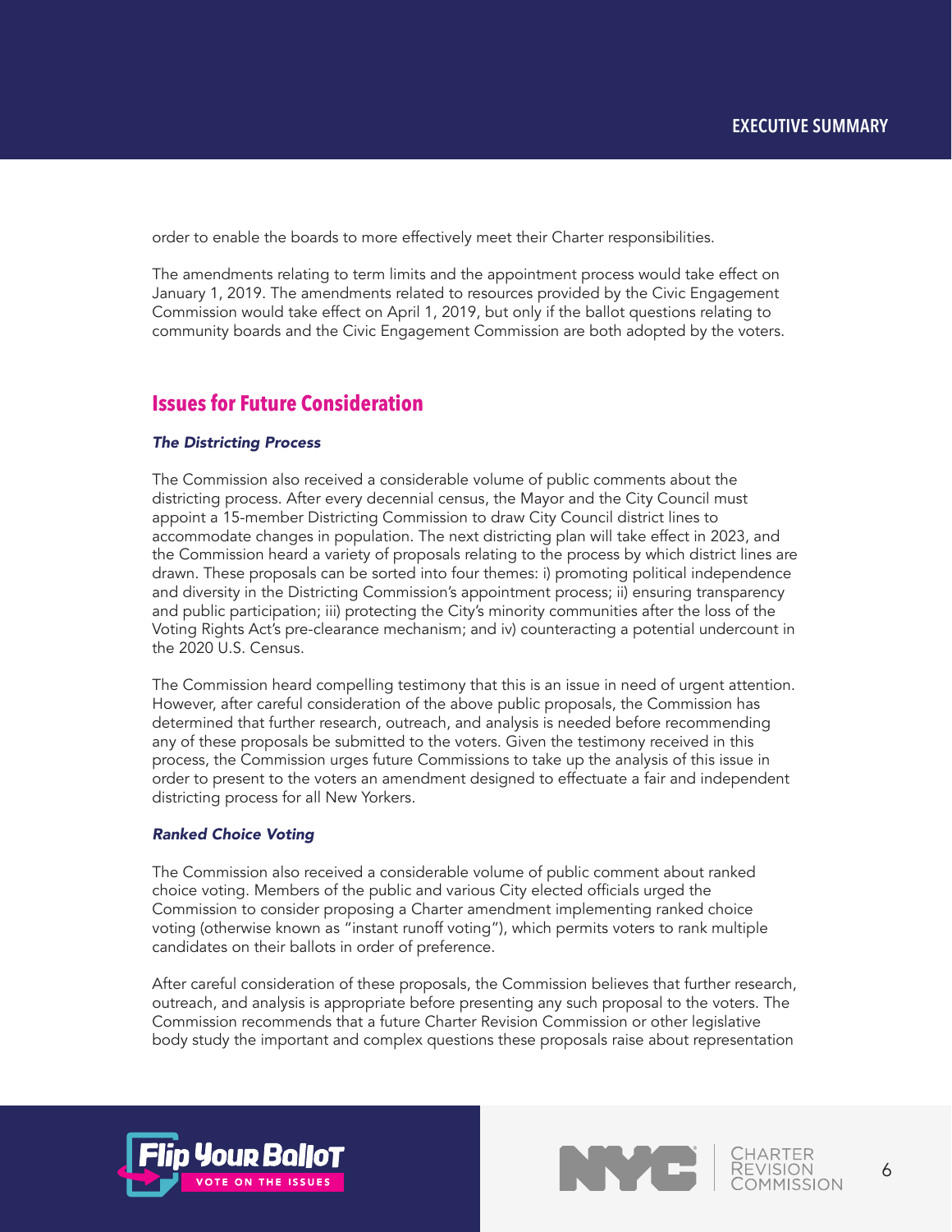order to enable the boards to more effectively meet their Charter responsibilities.

The amendments relating to term limits and the appointment process would take effect on January 1, 2019. The amendments related to resources provided by the Civic Engagement Commission would take effect on April 1, 2019, but only if the ballot questions relating to community boards and the Civic Engagement Commission are both adopted by the voters.

## Issues for Future Consideration

### *The Districting Process*

The Commission also received a considerable volume of public comments about the districting process. After every decennial census, the Mayor and the City Council must appoint a 15-member Districting Commission to draw City Council district lines to accommodate changes in population. The next districting plan will take effect in 2023, and the Commission heard a variety of proposals relating to the process by which district lines are drawn. These proposals can be sorted into four themes: i) promoting political independence and diversity in the Districting Commission's appointment process; ii) ensuring transparency and public participation; iii) protecting the City's minority communities after the loss of the Voting Rights Act's pre-clearance mechanism; and iv) counteracting a potential undercount in the 2020 U.S. Census.

The Commission heard compelling testimony that this is an issue in need of urgent attention. However, after careful consideration of the above public proposals, the Commission has determined that further research, outreach, and analysis is needed before recommending any of these proposals be submitted to the voters. Given the testimony received in this process, the Commission urges future Commissions to take up the analysis of this issue in order to present to the voters an amendment designed to effectuate a fair and independent districting process for all New Yorkers.

### *Ranked Choice Voting*

The Commission also received a considerable volume of public comment about ranked choice voting. Members of the public and various City elected officials urged the Commission to consider proposing a Charter amendment implementing ranked choice voting (otherwise known as "instant runoff voting"), which permits voters to rank multiple candidates on their ballots in order of preference.

After careful consideration of these proposals, the Commission believes that further research, outreach, and analysis is appropriate before presenting any such proposal to the voters. The Commission recommends that a future Charter Revision Commission or other legislative body study the important and complex questions these proposals raise about representation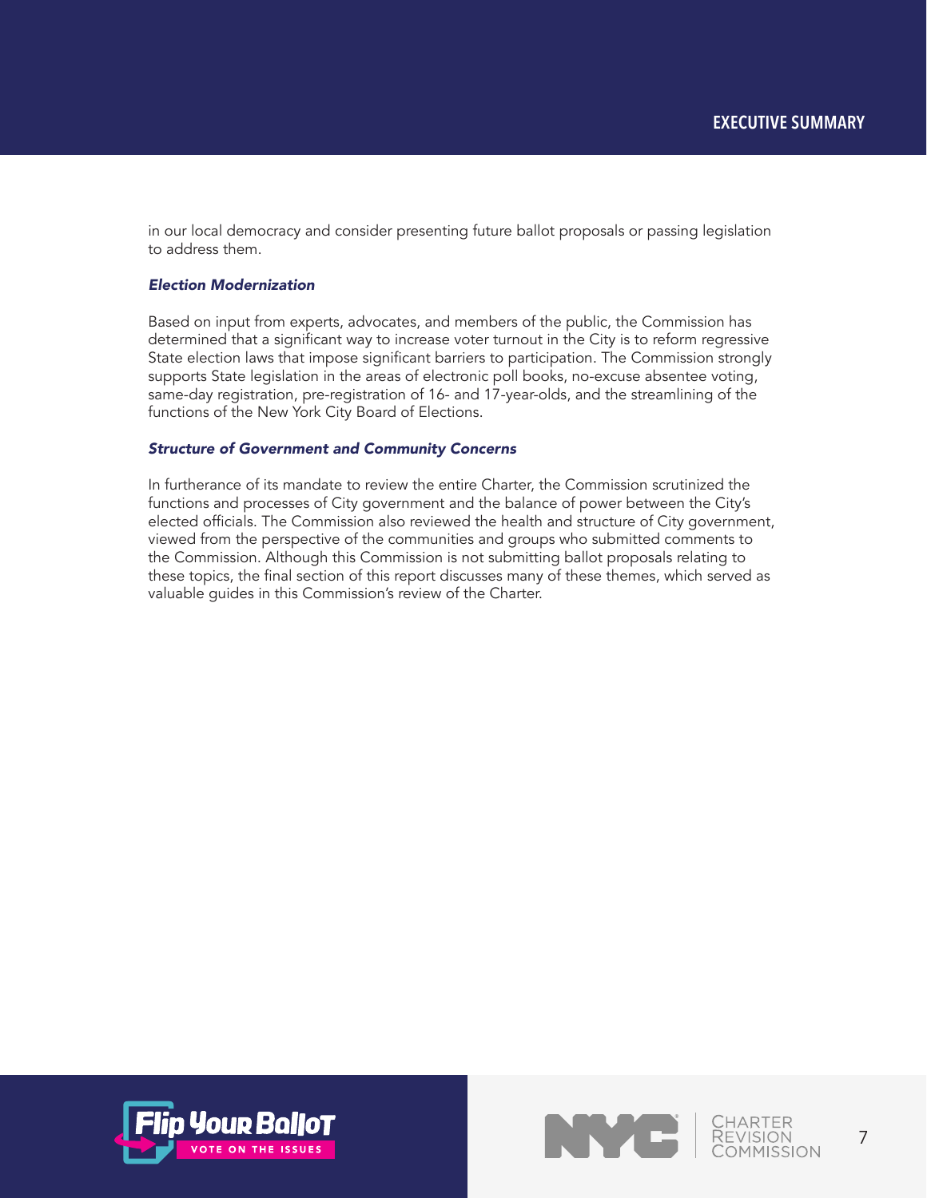in our local democracy and consider presenting future ballot proposals or passing legislation to address them.

### *Election Modernization*

Based on input from experts, advocates, and members of the public, the Commission has determined that a significant way to increase voter turnout in the City is to reform regressive State election laws that impose significant barriers to participation. The Commission strongly supports State legislation in the areas of electronic poll books, no-excuse absentee voting, same-day registration, pre-registration of 16- and 17-year-olds, and the streamlining of the functions of the New York City Board of Elections.

### *Structure of Government and Community Concerns*

In furtherance of its mandate to review the entire Charter, the Commission scrutinized the functions and processes of City government and the balance of power between the City's elected officials. The Commission also reviewed the health and structure of City government, viewed from the perspective of the communities and groups who submitted comments to the Commission. Although this Commission is not submitting ballot proposals relating to these topics, the final section of this report discusses many of these themes, which served as valuable guides in this Commission's review of the Charter.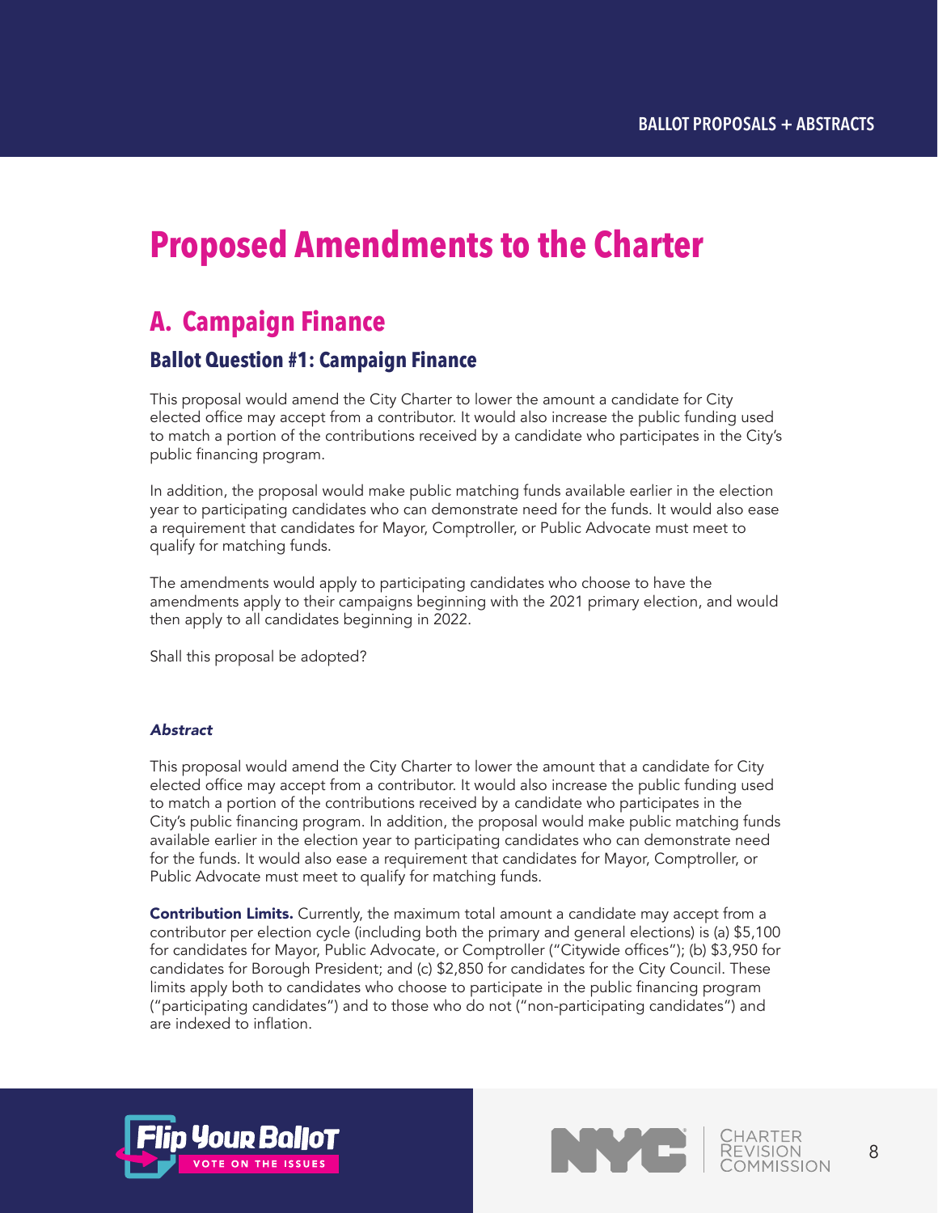# Proposed Amendments to the Charter

## A. Campaign Finance

### Ballot Question #1: Campaign Finance

This proposal would amend the City Charter to lower the amount a candidate for City elected office may accept from a contributor. It would also increase the public funding used to match a portion of the contributions received by a candidate who participates in the City's public financing program.

In addition, the proposal would make public matching funds available earlier in the election year to participating candidates who can demonstrate need for the funds. It would also ease a requirement that candidates for Mayor, Comptroller, or Public Advocate must meet to qualify for matching funds.

The amendments would apply to participating candidates who choose to have the amendments apply to their campaigns beginning with the 2021 primary election, and would then apply to all candidates beginning in 2022.

Shall this proposal be adopted?

#### *Abstract*

This proposal would amend the City Charter to lower the amount that a candidate for City elected office may accept from a contributor. It would also increase the public funding used to match a portion of the contributions received by a candidate who participates in the City's public financing program. In addition, the proposal would make public matching funds available earlier in the election year to participating candidates who can demonstrate need for the funds. It would also ease a requirement that candidates for Mayor, Comptroller, or Public Advocate must meet to qualify for matching funds.

**Contribution Limits.** Currently, the maximum total amount a candidate may accept from a contributor per election cycle (including both the primary and general elections) is (a) $5,100 for candidates for Mayor, Public Advocate, or Comptroller ("Citywide offices"); (b) $3,950 for candidates for Borough President; and (c) $2,850 for candidates for the City Council. These limits apply both to candidates who choose to participate in the public financing program ("participating candidates") and to those who do not ("non-participating candidates") and are indexed to inflation.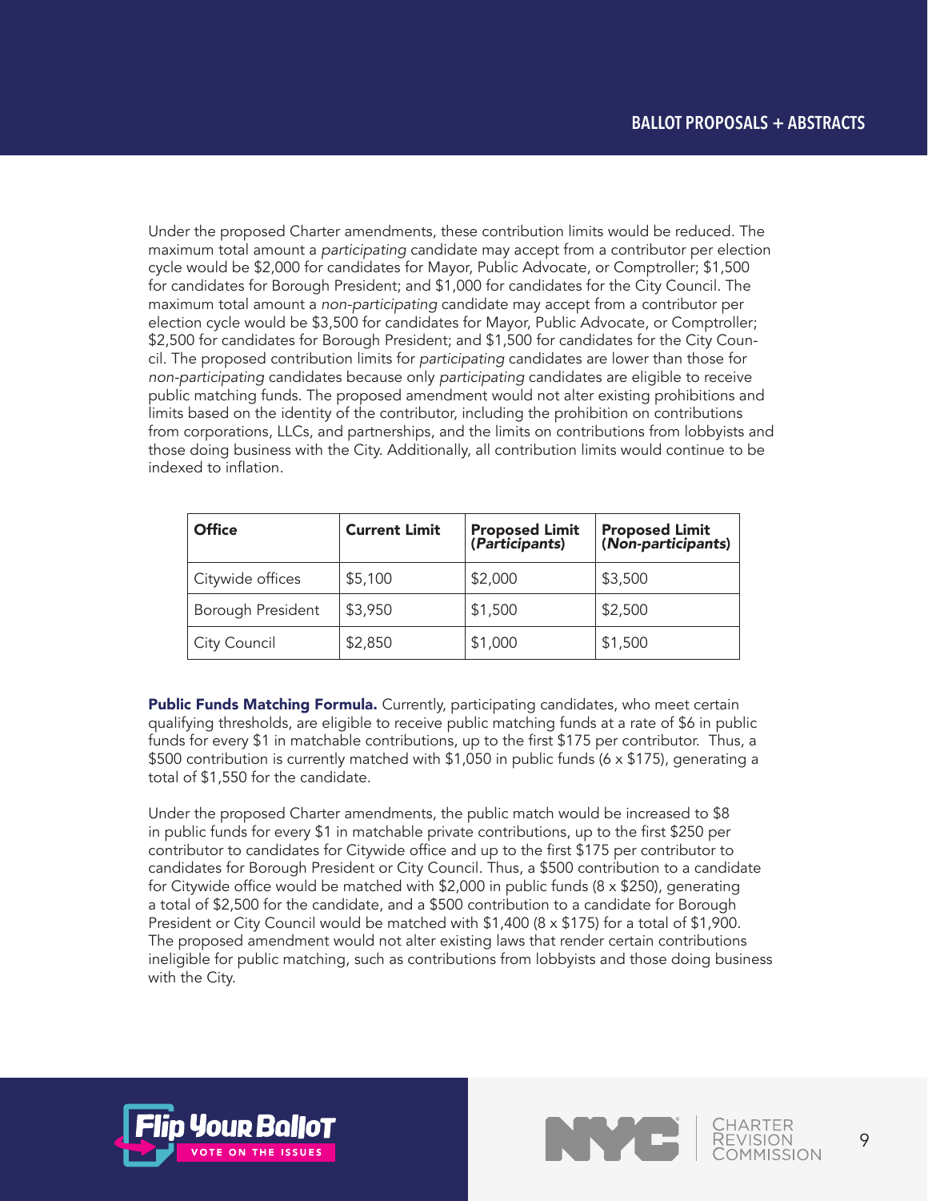Under the proposed Charter amendments, these contribution limits would be reduced. The maximum total amount a *participating* candidate may accept from a contributor per election cycle would be $2,000 for candidates for Mayor, Public Advocate, or Comptroller; $1,500 for candidates for Borough President; and $1,000 for candidates for the City Council. The maximum total amount a *non-participating* candidate may accept from a contributor per election cycle would be $3,500 for candidates for Mayor, Public Advocate, or Comptroller; $2,500 for candidates for Borough President; and $1,500 for candidates for the City Council. The proposed contribution limits for *participating* candidates are lower than those for *non-participating* candidates because only *participating* candidates are eligible to receive public matching funds. The proposed amendment would not alter existing prohibitions and limits based on the identity of the contributor, including the prohibition on contributions from corporations, LLCs, and partnerships, and the limits on contributions from lobbyists and those doing business with the City. Additionally, all contribution limits would continue to be indexed to inflation.

| Office | Current Limit | Proposed Limit (*Participants*) | Proposed Limit (*Non-participants*) |
|---|---|---|---|
| Citywide offices | $5,100 | $2,000 | $3,500 |
| Borough President | $3,950 | $1,500 | $2,500 |
| City Council | $2,850 | $1,000 | $1,500 |

**Public Funds Matching Formula.** Currently, participating candidates, who meet certain qualifying thresholds, are eligible to receive public matching funds at a rate of $6 in public funds for every $1 in matchable contributions, up to the first $175 per contributor. Thus, a $500 contribution is currently matched with $1,050 in public funds (6 x $175), generating a total of $1,550 for the candidate.

Under the proposed Charter amendments, the public match would be increased to $8 in public funds for every $1 in matchable private contributions, up to the first $250 per contributor to candidates for Citywide office and up to the first $175 per contributor to candidates for Borough President or City Council. Thus, a $500 contribution to a candidate for Citywide office would be matched with $2,000 in public funds (8 x $250), generating a total of $2,500 for the candidate, and a $500 contribution to a candidate for Borough President or City Council would be matched with $1,400 (8 x $175) for a total of $1,900. The proposed amendment would not alter existing laws that render certain contributions ineligible for public matching, such as contributions from lobbyists and those doing business with the City.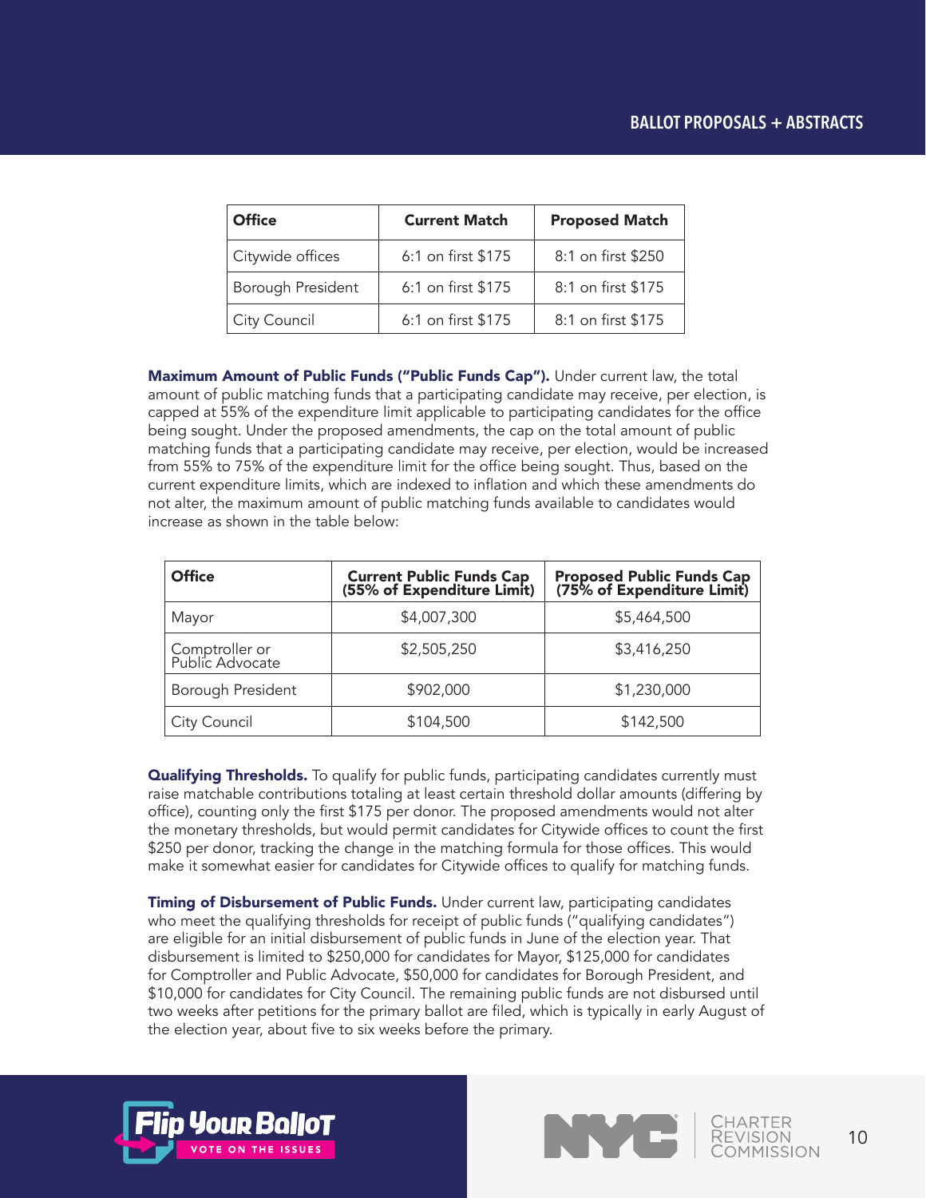| Office | Current Match | Proposed Match |
|---|---|---|
| Citywide offices | 6:1 on first $175 | 8:1 on first $250 |
| Borough President | 6:1 on first $175 | 8:1 on first $175 |
| City Council | 6:1 on first $175 | 8:1 on first $175 |

**Maximum Amount of Public Funds ("Public Funds Cap").** Under current law, the total amount of public matching funds that a participating candidate may receive, per election, is capped at 55% of the expenditure limit applicable to participating candidates for the office being sought. Under the proposed amendments, the cap on the total amount of public matching funds that a participating candidate may receive, per election, would be increased from 55% to 75% of the expenditure limit for the office being sought. Thus, based on the current expenditure limits, which are indexed to inflation and which these amendments do not alter, the maximum amount of public matching funds available to candidates would increase as shown in the table below:

| Office | Current Public Funds Cap (55% of Expenditure Limit) | Proposed Public Funds Cap (75% of Expenditure Limit) |
|---|---|---|
| Mayor | $4,007,300 | $5,464,500 |
| Comptroller or Public Advocate | $2,505,250 | $3,416,250 |
| Borough President | $902,000 | $1,230,000 |
| City Council | $104,500 | $142,500 |

**Qualifying Thresholds.** To qualify for public funds, participating candidates currently must raise matchable contributions totaling at least certain threshold dollar amounts (differing by office), counting only the first $175 per donor. The proposed amendments would not alter the monetary thresholds, but would permit candidates for Citywide offices to count the first $250 per donor, tracking the change in the matching formula for those offices. This would make it somewhat easier for candidates for Citywide offices to qualify for matching funds.

**Timing of Disbursement of Public Funds.** Under current law, participating candidates who meet the qualifying thresholds for receipt of public funds ("qualifying candidates") are eligible for an initial disbursement of public funds in June of the election year. That disbursement is limited to $250,000 for candidates for Mayor, $125,000 for candidates for Comptroller and Public Advocate, $50,000 for candidates for Borough President, and $10,000 for candidates for City Council. The remaining public funds are not disbursed until two weeks after petitions for the primary ballot are filed, which is typically in early August of the election year, about five to six weeks before the primary.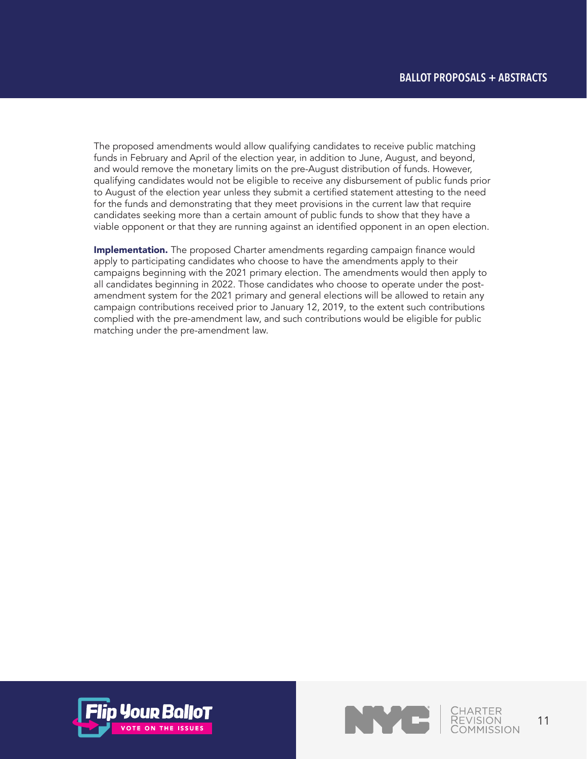The proposed amendments would allow qualifying candidates to receive public matching funds in February and April of the election year, in addition to June, August, and beyond, and would remove the monetary limits on the pre-August distribution of funds. However, qualifying candidates would not be eligible to receive any disbursement of public funds prior to August of the election year unless they submit a certified statement attesting to the need for the funds and demonstrating that they meet provisions in the current law that require candidates seeking more than a certain amount of public funds to show that they have a viable opponent or that they are running against an identified opponent in an open election.

**Implementation.** The proposed Charter amendments regarding campaign finance would apply to participating candidates who choose to have the amendments apply to their campaigns beginning with the 2021 primary election. The amendments would then apply to all candidates beginning in 2022. Those candidates who choose to operate under the post-amendment system for the 2021 primary and general elections will be allowed to retain any campaign contributions received prior to January 12, 2019, to the extent such contributions complied with the pre-amendment law, and such contributions would be eligible for public matching under the pre-amendment law.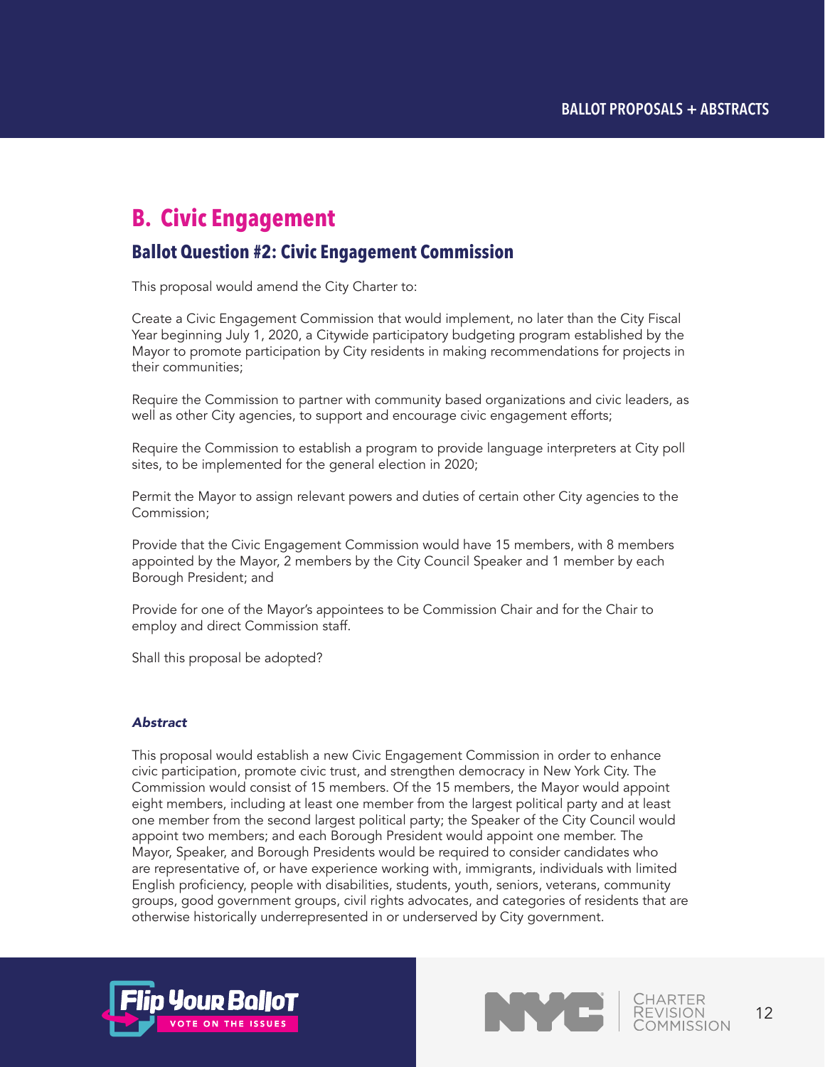## B. Civic Engagement

### Ballot Question #2: Civic Engagement Commission

This proposal would amend the City Charter to:

Create a Civic Engagement Commission that would implement, no later than the City Fiscal Year beginning July 1, 2020, a Citywide participatory budgeting program established by the Mayor to promote participation by City residents in making recommendations for projects in their communities;

Require the Commission to partner with community based organizations and civic leaders, as well as other City agencies, to support and encourage civic engagement efforts;

Require the Commission to establish a program to provide language interpreters at City poll sites, to be implemented for the general election in 2020;

Permit the Mayor to assign relevant powers and duties of certain other City agencies to the Commission;

Provide that the Civic Engagement Commission would have 15 members, with 8 members appointed by the Mayor, 2 members by the City Council Speaker and 1 member by each Borough President; and

Provide for one of the Mayor's appointees to be Commission Chair and for the Chair to employ and direct Commission staff.

Shall this proposal be adopted?

#### *Abstract*

This proposal would establish a new Civic Engagement Commission in order to enhance civic participation, promote civic trust, and strengthen democracy in New York City. The Commission would consist of 15 members. Of the 15 members, the Mayor would appoint eight members, including at least one member from the largest political party and at least one member from the second largest political party; the Speaker of the City Council would appoint two members; and each Borough President would appoint one member. The Mayor, Speaker, and Borough Presidents would be required to consider candidates who are representative of, or have experience working with, immigrants, individuals with limited English proficiency, people with disabilities, students, youth, seniors, veterans, community groups, good government groups, civil rights advocates, and categories of residents that are otherwise historically underrepresented in or underserved by City government.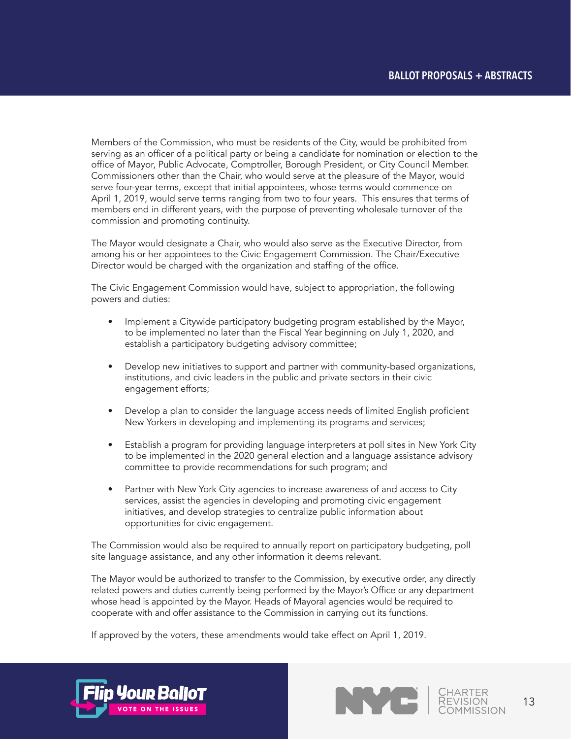Members of the Commission, who must be residents of the City, would be prohibited from serving as an officer of a political party or being a candidate for nomination or election to the office of Mayor, Public Advocate, Comptroller, Borough President, or City Council Member. Commissioners other than the Chair, who would serve at the pleasure of the Mayor, would serve four-year terms, except that initial appointees, whose terms would commence on April 1, 2019, would serve terms ranging from two to four years. This ensures that terms of members end in different years, with the purpose of preventing wholesale turnover of the commission and promoting continuity.

The Mayor would designate a Chair, who would also serve as the Executive Director, from among his or her appointees to the Civic Engagement Commission. The Chair/Executive Director would be charged with the organization and staffing of the office.

The Civic Engagement Commission would have, subject to appropriation, the following powers and duties:

- Implement a Citywide participatory budgeting program established by the Mayor, to be implemented no later than the Fiscal Year beginning on July 1, 2020, and establish a participatory budgeting advisory committee;
- Develop new initiatives to support and partner with community-based organizations, institutions, and civic leaders in the public and private sectors in their civic engagement efforts;
- Develop a plan to consider the language access needs of limited English proficient New Yorkers in developing and implementing its programs and services;
- Establish a program for providing language interpreters at poll sites in New York City to be implemented in the 2020 general election and a language assistance advisory committee to provide recommendations for such program; and
- Partner with New York City agencies to increase awareness of and access to City services, assist the agencies in developing and promoting civic engagement initiatives, and develop strategies to centralize public information about opportunities for civic engagement.

The Commission would also be required to annually report on participatory budgeting, poll site language assistance, and any other information it deems relevant.

The Mayor would be authorized to transfer to the Commission, by executive order, any directly related powers and duties currently being performed by the Mayor's Office or any department whose head is appointed by the Mayor. Heads of Mayoral agencies would be required to cooperate with and offer assistance to the Commission in carrying out its functions.

If approved by the voters, these amendments would take effect on April 1, 2019.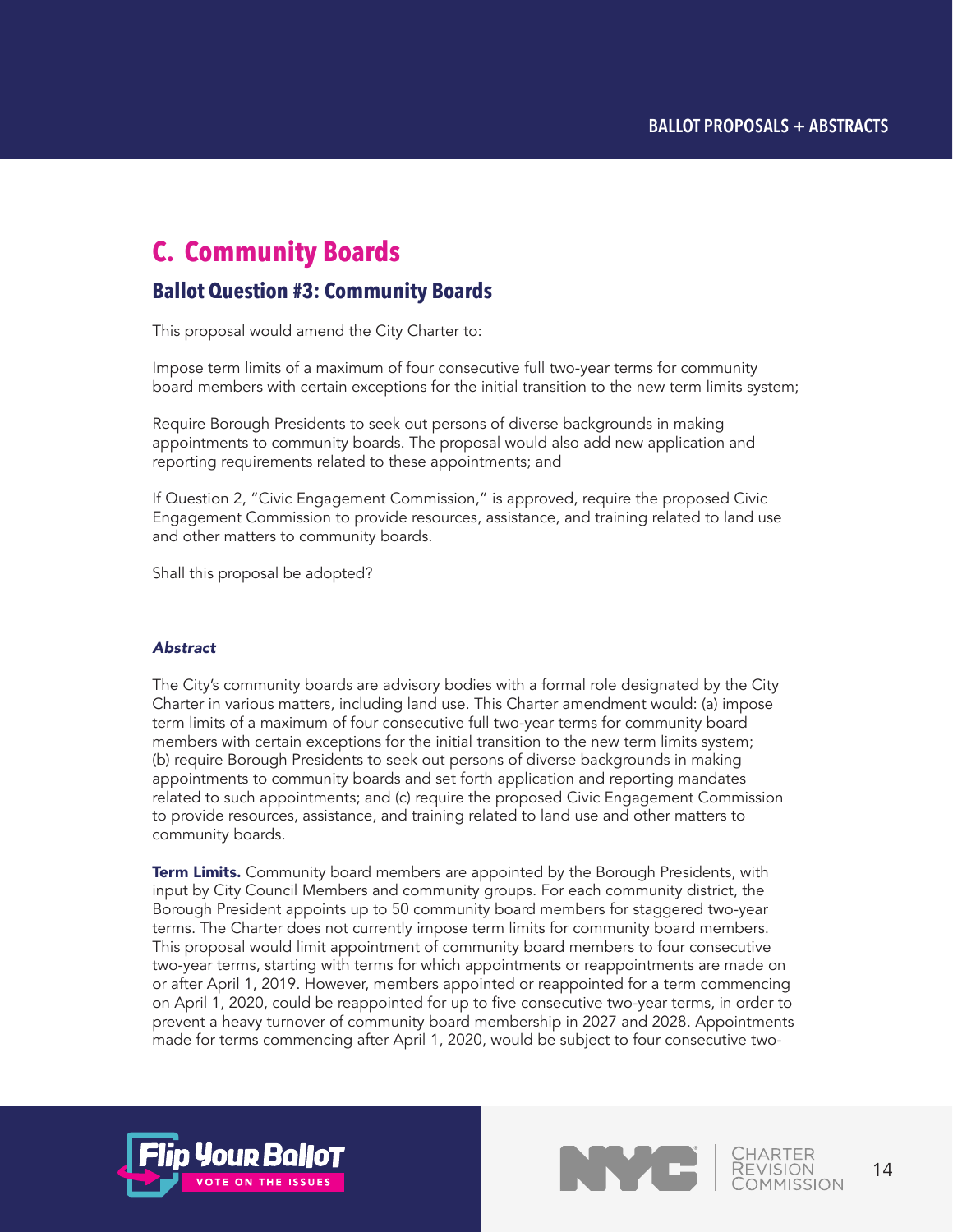## C. Community Boards

### Ballot Question #3: Community Boards

This proposal would amend the City Charter to:

Impose term limits of a maximum of four consecutive full two-year terms for community board members with certain exceptions for the initial transition to the new term limits system;

Require Borough Presidents to seek out persons of diverse backgrounds in making appointments to community boards. The proposal would also add new application and reporting requirements related to these appointments; and

If Question 2, "Civic Engagement Commission," is approved, require the proposed Civic Engagement Commission to provide resources, assistance, and training related to land use and other matters to community boards.

Shall this proposal be adopted?

#### *Abstract*

The City's community boards are advisory bodies with a formal role designated by the City Charter in various matters, including land use. This Charter amendment would: (a) impose term limits of a maximum of four consecutive full two-year terms for community board members with certain exceptions for the initial transition to the new term limits system; (b) require Borough Presidents to seek out persons of diverse backgrounds in making appointments to community boards and set forth application and reporting mandates related to such appointments; and (c) require the proposed Civic Engagement Commission to provide resources, assistance, and training related to land use and other matters to community boards.

**Term Limits.** Community board members are appointed by the Borough Presidents, with input by City Council Members and community groups. For each community district, the Borough President appoints up to 50 community board members for staggered two-year terms. The Charter does not currently impose term limits for community board members. This proposal would limit appointment of community board members to four consecutive two-year terms, starting with terms for which appointments or reappointments are made on or after April 1, 2019. However, members appointed or reappointed for a term commencing on April 1, 2020, could be reappointed for up to five consecutive two-year terms, in order to prevent a heavy turnover of community board membership in 2027 and 2028. Appointments made for terms commencing after April 1, 2020, would be subject to four consecutive two-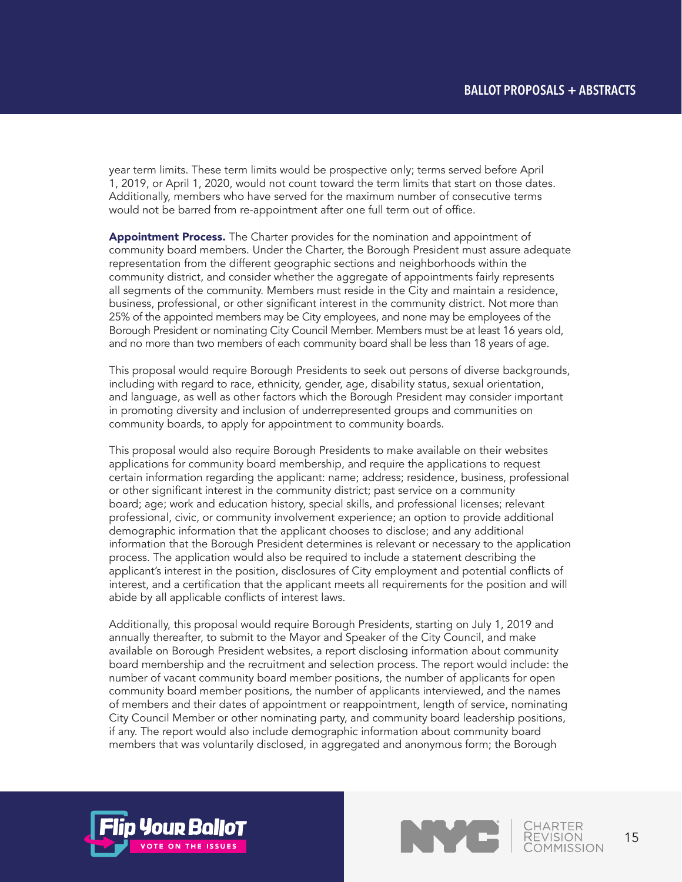year term limits. These term limits would be prospective only; terms served before April 1, 2019, or April 1, 2020, would not count toward the term limits that start on those dates. Additionally, members who have served for the maximum number of consecutive terms would not be barred from re-appointment after one full term out of office.

**Appointment Process.** The Charter provides for the nomination and appointment of community board members. Under the Charter, the Borough President must assure adequate representation from the different geographic sections and neighborhoods within the community district, and consider whether the aggregate of appointments fairly represents all segments of the community. Members must reside in the City and maintain a residence, business, professional, or other significant interest in the community district. Not more than 25% of the appointed members may be City employees, and none may be employees of the Borough President or nominating City Council Member. Members must be at least 16 years old, and no more than two members of each community board shall be less than 18 years of age.

This proposal would require Borough Presidents to seek out persons of diverse backgrounds, including with regard to race, ethnicity, gender, age, disability status, sexual orientation, and language, as well as other factors which the Borough President may consider important in promoting diversity and inclusion of underrepresented groups and communities on community boards, to apply for appointment to community boards.

This proposal would also require Borough Presidents to make available on their websites applications for community board membership, and require the applications to request certain information regarding the applicant: name; address; residence, business, professional or other significant interest in the community district; past service on a community board; age; work and education history, special skills, and professional licenses; relevant professional, civic, or community involvement experience; an option to provide additional demographic information that the applicant chooses to disclose; and any additional information that the Borough President determines is relevant or necessary to the application process. The application would also be required to include a statement describing the applicant's interest in the position, disclosures of City employment and potential conflicts of interest, and a certification that the applicant meets all requirements for the position and will abide by all applicable conflicts of interest laws.

Additionally, this proposal would require Borough Presidents, starting on July 1, 2019 and annually thereafter, to submit to the Mayor and Speaker of the City Council, and make available on Borough President websites, a report disclosing information about community board membership and the recruitment and selection process. The report would include: the number of vacant community board member positions, the number of applicants for open community board member positions, the number of applicants interviewed, and the names of members and their dates of appointment or reappointment, length of service, nominating City Council Member or other nominating party, and community board leadership positions, if any. The report would also include demographic information about community board members that was voluntarily disclosed, in aggregated and anonymous form; the Borough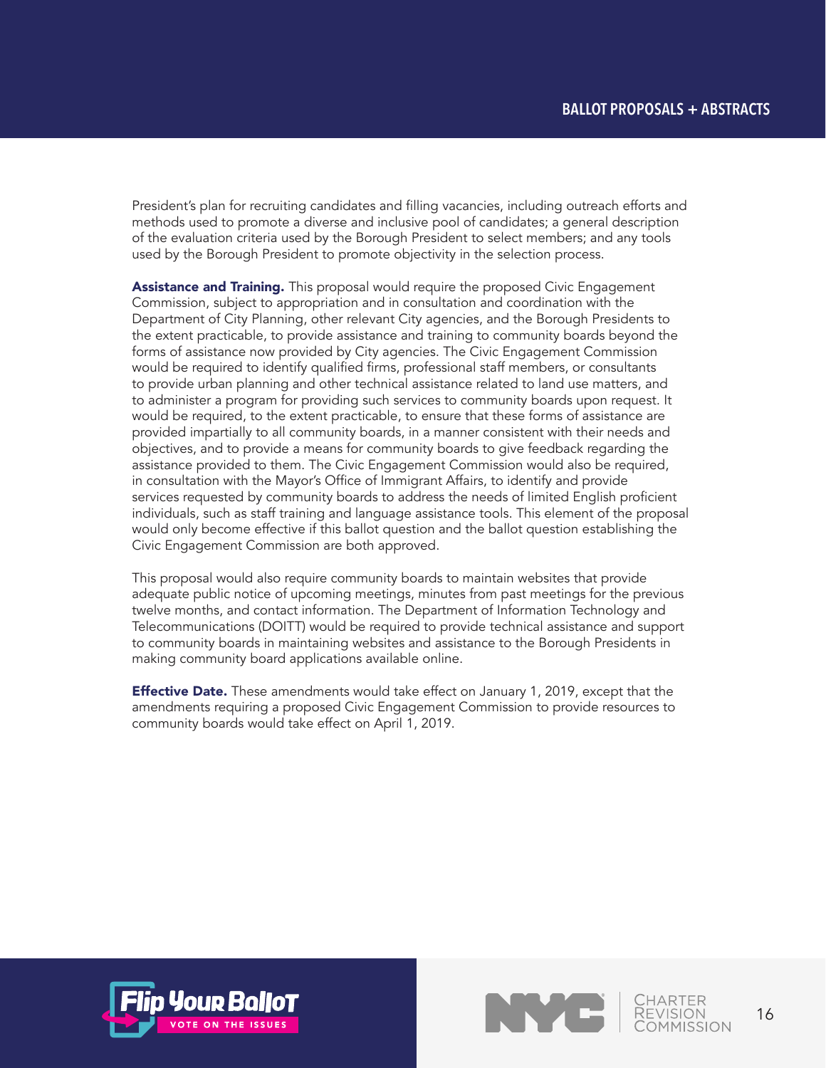President's plan for recruiting candidates and filling vacancies, including outreach efforts and methods used to promote a diverse and inclusive pool of candidates; a general description of the evaluation criteria used by the Borough President to select members; and any tools used by the Borough President to promote objectivity in the selection process.

**Assistance and Training.** This proposal would require the proposed Civic Engagement Commission, subject to appropriation and in consultation and coordination with the Department of City Planning, other relevant City agencies, and the Borough Presidents to the extent practicable, to provide assistance and training to community boards beyond the forms of assistance now provided by City agencies. The Civic Engagement Commission would be required to identify qualified firms, professional staff members, or consultants to provide urban planning and other technical assistance related to land use matters, and to administer a program for providing such services to community boards upon request. It would be required, to the extent practicable, to ensure that these forms of assistance are provided impartially to all community boards, in a manner consistent with their needs and objectives, and to provide a means for community boards to give feedback regarding the assistance provided to them. The Civic Engagement Commission would also be required, in consultation with the Mayor's Office of Immigrant Affairs, to identify and provide services requested by community boards to address the needs of limited English proficient individuals, such as staff training and language assistance tools. This element of the proposal would only become effective if this ballot question and the ballot question establishing the Civic Engagement Commission are both approved.

This proposal would also require community boards to maintain websites that provide adequate public notice of upcoming meetings, minutes from past meetings for the previous twelve months, and contact information. The Department of Information Technology and Telecommunications (DOITT) would be required to provide technical assistance and support to community boards in maintaining websites and assistance to the Borough Presidents in making community board applications available online.

**Effective Date.** These amendments would take effect on January 1, 2019, except that the amendments requiring a proposed Civic Engagement Commission to provide resources to community boards would take effect on April 1, 2019.